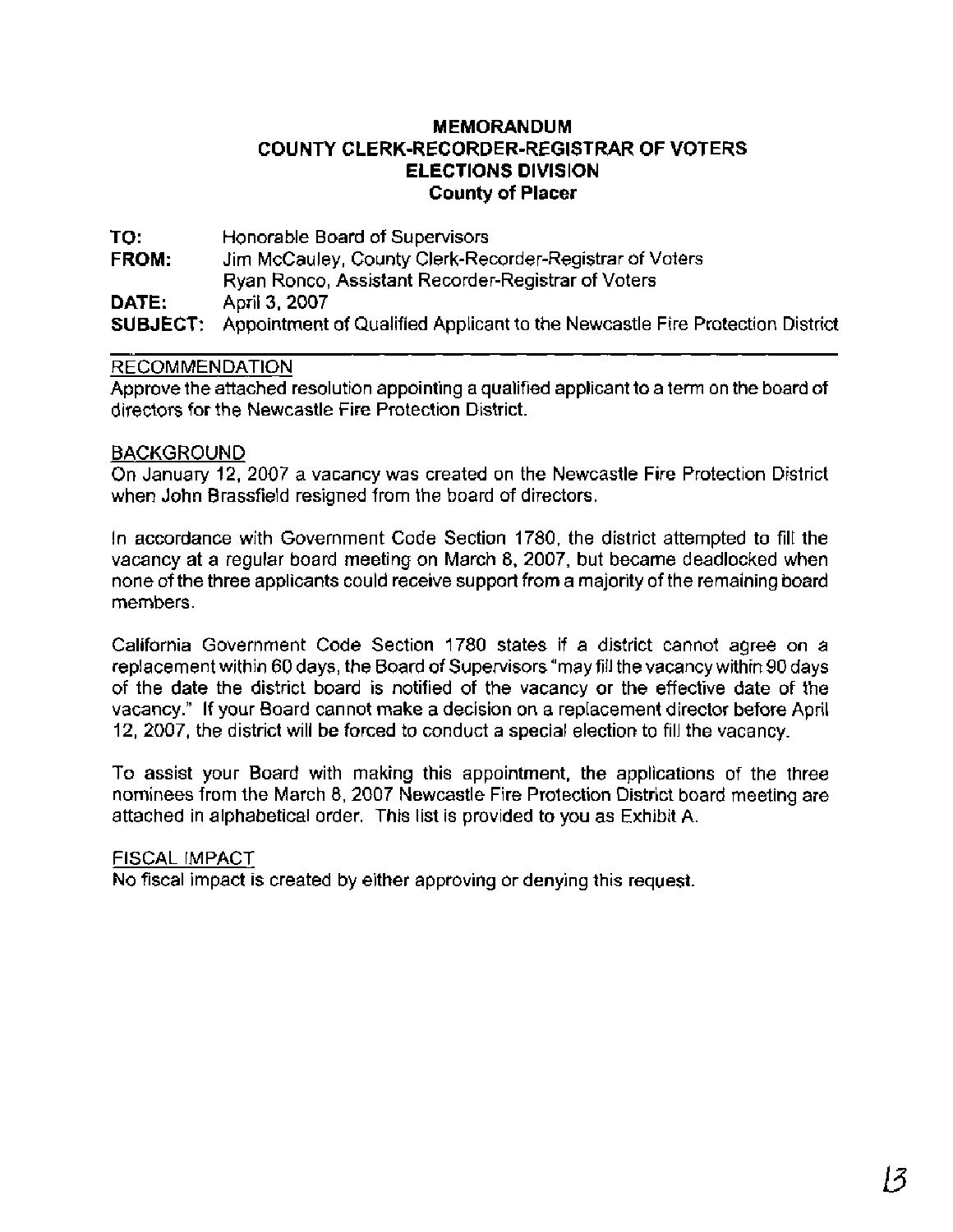**MEMORANDUM**
**COUNTY CLERK-RECORDER-REGISTRAR OF VOTERS**
**ELECTIONS DIVISION**
**County of Placer**

**TO:** Honorable Board of Supervisors
**FROM:** Jim McCauley, County Clerk-Recorder-Registrar of Voters
Ryan Ronco, Assistant Recorder-Registrar of Voters
**DATE:** April 3, 2007
**SUBJECT:** Appointment of Qualified Applicant to the Newcastle Fire Protection District

---

RECOMMENDATION

Approve the attached resolution appointing a qualified applicant to a term on the board of directors for the Newcastle Fire Protection District.

BACKGROUND

On January 12, 2007 a vacancy was created on the Newcastle Fire Protection District when John Brassfield resigned from the board of directors.

In accordance with Government Code Section 1780, the district attempted to fill the vacancy at a regular board meeting on March 8, 2007, but became deadlocked when none of the three applicants could receive support from a majority of the remaining board members.

California Government Code Section 1780 states if a district cannot agree on a replacement within 60 days, the Board of Supervisors "may fill the vacancy within 90 days of the date the district board is notified of the vacancy or the effective date of the vacancy." If your Board cannot make a decision on a replacement director before April 12, 2007, the district will be forced to conduct a special election to fill the vacancy.

To assist your Board with making this appointment, the applications of the three nominees from the March 8, 2007 Newcastle Fire Protection District board meeting are attached in alphabetical order. This list is provided to you as Exhibit A.

FISCAL IMPACT

No fiscal impact is created by either approving or denying this request.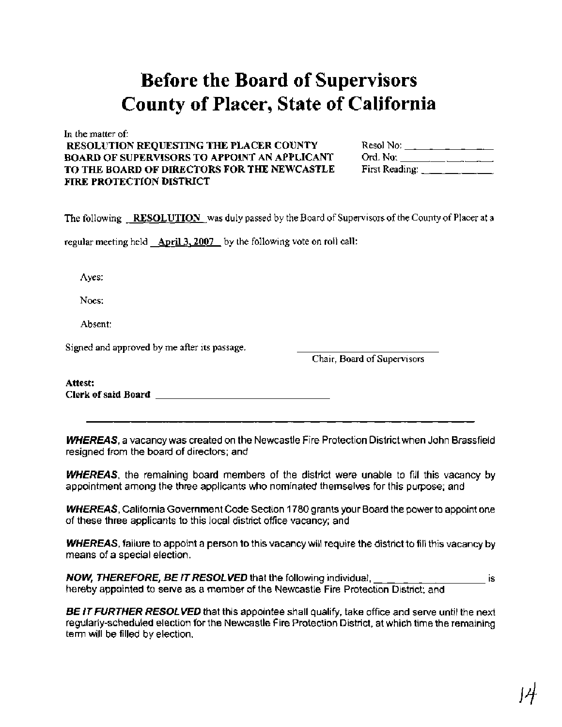# Before the Board of Supervisors
# County of Placer, State of California

In the matter of:

**RESOLUTION REQUESTING THE PLACER COUNTY BOARD OF SUPERVISORS TO APPOINT AN APPLICANT TO THE BOARD OF DIRECTORS FOR THE NEWCASTLE FIRE PROTECTION DISTRICT**

Resol No: ______________

Ord. No: ______________

First Reading: ______________

The following **RESOLUTION** was duly passed by the Board of Supervisors of the County of Placer at a regular meeting held **April 3, 2007** by the following vote on roll call:

Ayes:

Noes:

Absent:

Signed and approved by me after its passage.

______________________
Chair, Board of Supervisors

**Attest:**
**Clerk of said Board** ______________________

---

***WHEREAS***, a vacancy was created on the Newcastle Fire Protection District when John Brassfield resigned from the board of directors; and

***WHEREAS***, the remaining board members of the district were unable to fill this vacancy by appointment among the three applicants who nominated themselves for this purpose; and

***WHEREAS***, California Government Code Section 1780 grants your Board the power to appoint one of these three applicants to this local district office vacancy; and

***WHEREAS***, failure to appoint a person to this vacancy will require the district to fill this vacancy by means of a special election.

***NOW, THEREFORE, BE IT RESOLVED*** that the following individual, ______________ is hereby appointed to serve as a member of the Newcastle Fire Protection District; and

***BE IT FURTHER RESOLVED*** that this appointee shall qualify, take office and serve until the next regularly-scheduled election for the Newcastle Fire Protection District, at which time the remaining term will be filled by election.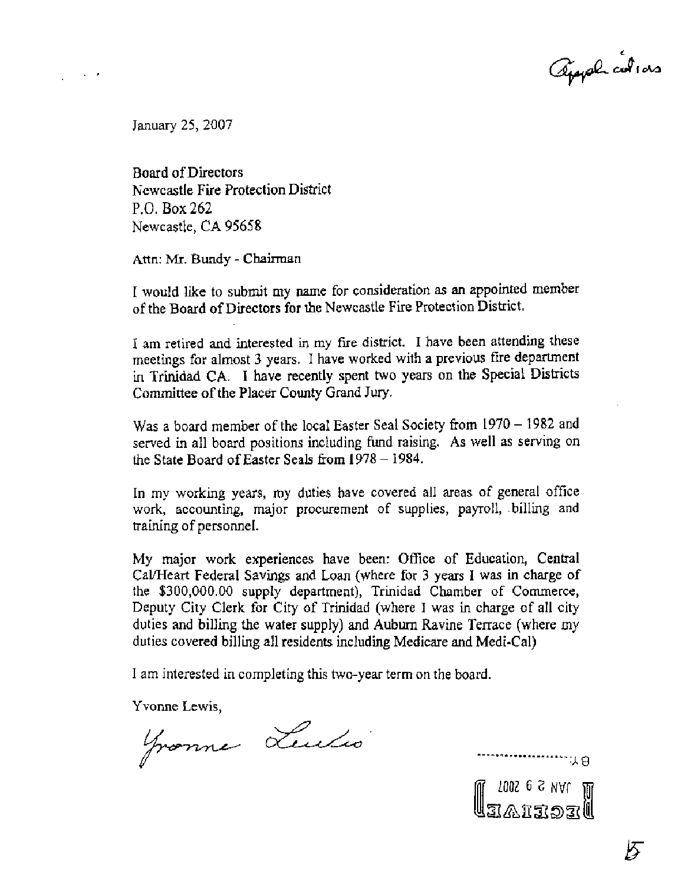Applications

January 25, 2007

Board of Directors
Newcastle Fire Protection District
P.O. Box 262
Newcastle, CA 95658

Attn: Mr. Bundy - Chairman

I would like to submit my name for consideration as an appointed member of the Board of Directors for the Newcastle Fire Protection District.

I am retired and interested in my fire district. I have been attending these meetings for almost 3 years. I have worked with a previous fire department in Trinidad CA. I have recently spent two years on the Special Districts Committee of the Placer County Grand Jury.

Was a board member of the local Easter Seal Society from 1970 – 1982 and served in all board positions including fund raising. As well as serving on the State Board of Easter Seals from 1978 – 1984.

In my working years, my duties have covered all areas of general office work, accounting, major procurement of supplies, payroll, billing and training of personnel.

My major work experiences have been: Office of Education, Central Cal/Heart Federal Savings and Loan (where for 3 years I was in charge of the $300,000.00 supply department), Trinidad Chamber of Commerce, Deputy City Clerk for City of Trinidad (where I was in charge of all city duties and billing the water supply) and Auburn Ravine Terrace (where my duties covered billing all residents including Medicare and Medi-Cal)

I am interested in completing this two-year term on the board.

Yvonne Lewis,

Yvonne Lewis

RECEIVED
JAN 29 2007
BY:..................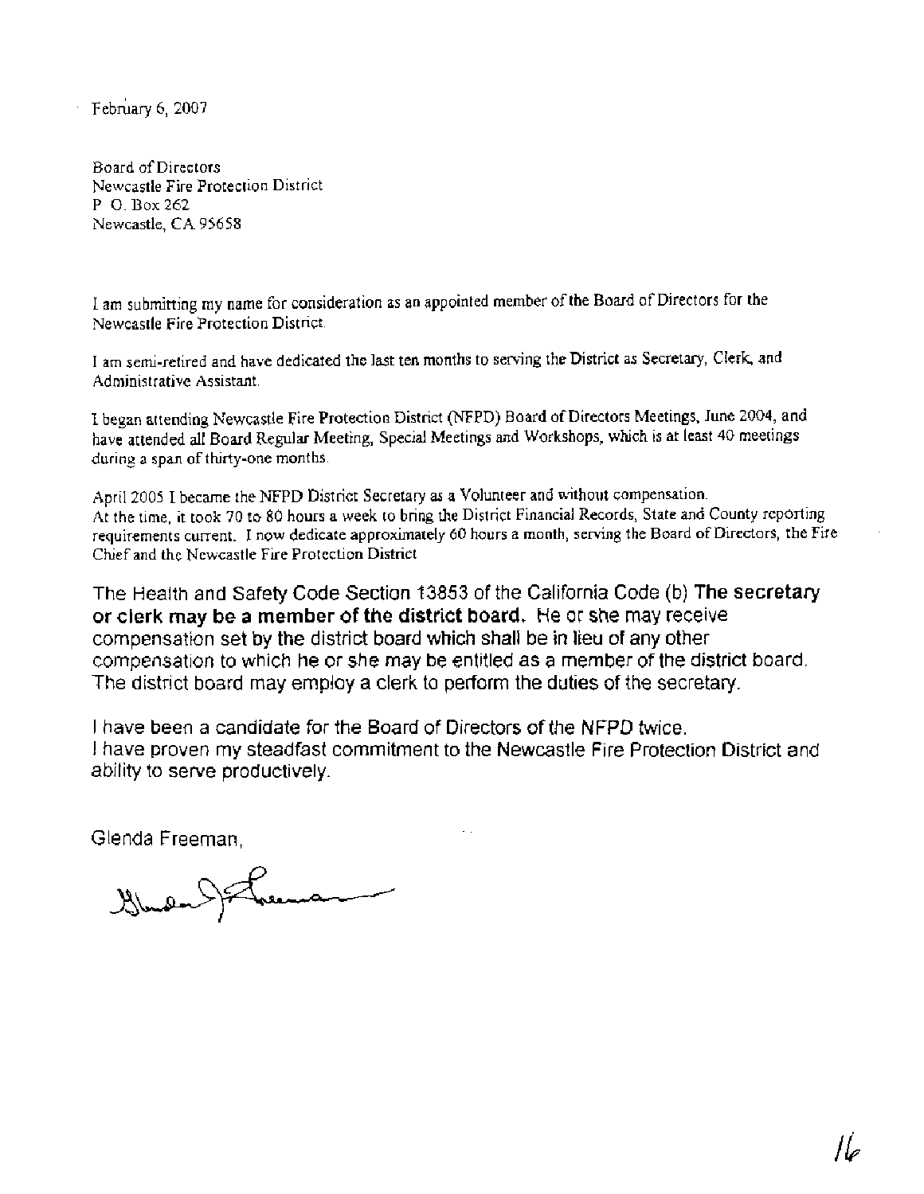February 6, 2007

Board of Directors
Newcastle Fire Protection District
P. O. Box 262
Newcastle, CA 95658

I am submitting my name for consideration as an appointed member of the Board of Directors for the Newcastle Fire Protection District.

I am semi-retired and have dedicated the last ten months to serving the District as Secretary, Clerk, and Administrative Assistant.

I began attending Newcastle Fire Protection District (NFPD) Board of Directors Meetings, June 2004, and have attended all Board Regular Meeting, Special Meetings and Workshops, which is at least 40 meetings during a span of thirty-one months.

April 2005 I became the NFPD District Secretary as a Volunteer and without compensation.
At the time, it took 70 to 80 hours a week to bring the District Financial Records, State and County reporting requirements current. I now dedicate approximately 60 hours a month, serving the Board of Directors, the Fire Chief and the Newcastle Fire Protection District

The Health and Safety Code Section 13853 of the California Code (b) **The secretary or clerk may be a member of the district board.** He or she may receive compensation set by the district board which shall be in lieu of any other compensation to which he or she may be entitled as a member of the district board. The district board may employ a clerk to perform the duties of the secretary.

I have been a candidate for the Board of Directors of the NFPD twice.
I have proven my steadfast commitment to the Newcastle Fire Protection District and ability to serve productively.

Glenda Freeman,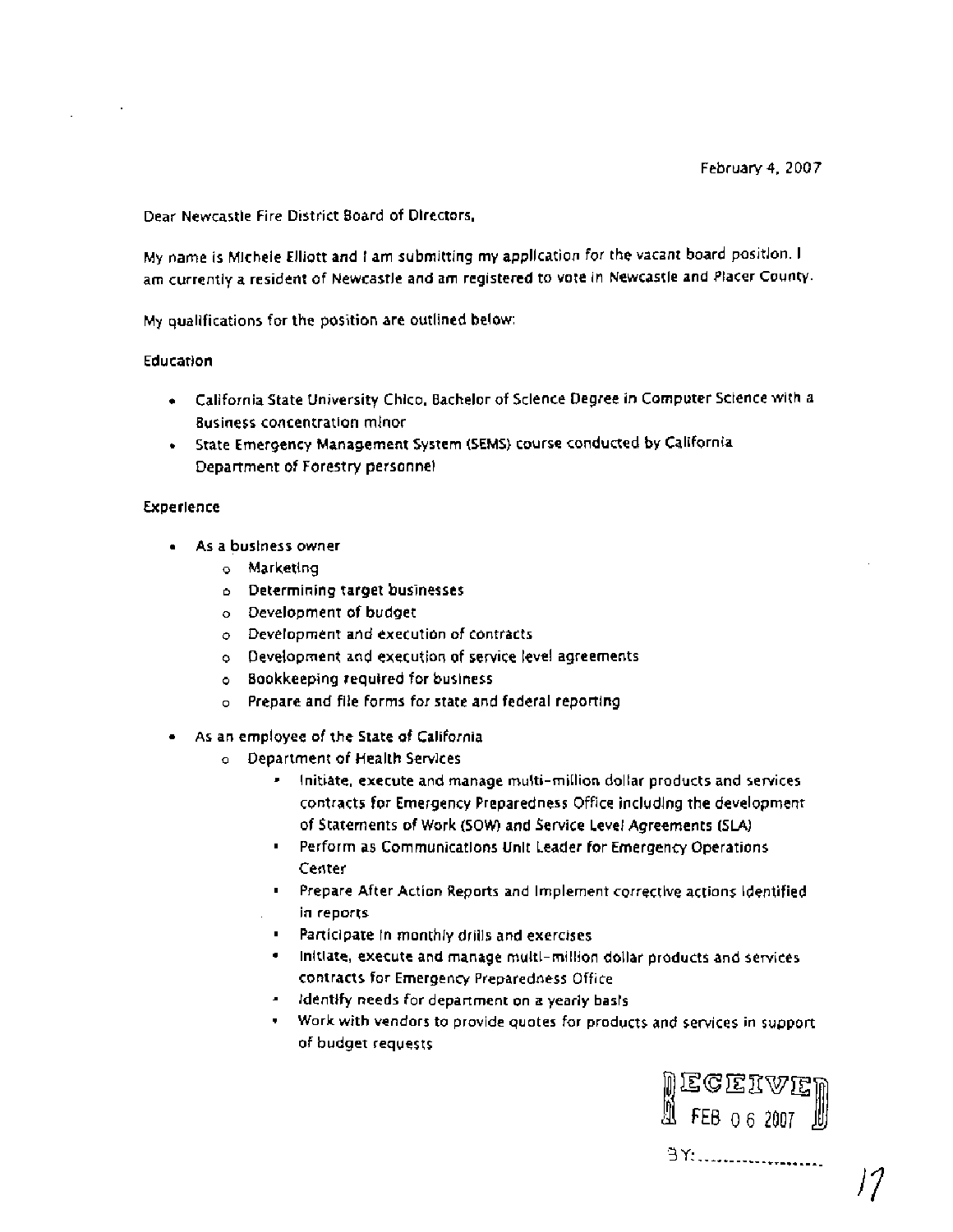February 4, 2007

Dear Newcastle Fire District Board of Directors,

My name is Michele Elliott and I am submitting my application for the vacant board position. I am currently a resident of Newcastle and am registered to vote in Newcastle and Placer County.

My qualifications for the position are outlined below:

Education

- California State University Chico, Bachelor of Science Degree in Computer Science with a Business concentration minor
- State Emergency Management System (SEMS) course conducted by California Department of Forestry personnel

Experience

- As a business owner
  - Marketing
  - Determining target businesses
  - Development of budget
  - Development and execution of contracts
  - Development and execution of service level agreements
  - Bookkeeping required for business
  - Prepare and file forms for state and federal reporting
- As an employee of the State of California
  - Department of Health Services
    - Initiate, execute and manage multi-million dollar products and services contracts for Emergency Preparedness Office including the development of Statements of Work (SOW) and Service Level Agreements (SLA)
    - Perform as Communications Unit Leader for Emergency Operations Center
    - Prepare After Action Reports and implement corrective actions identified in reports
    - Participate in monthly drills and exercises
    - Initiate, execute and manage multi-million dollar products and services contracts for Emergency Preparedness Office
    - Identify needs for department on a yearly basis
    - Work with vendors to provide quotes for products and services in support of budget requests

RECEIVED
FEB 06 2007
BY:..................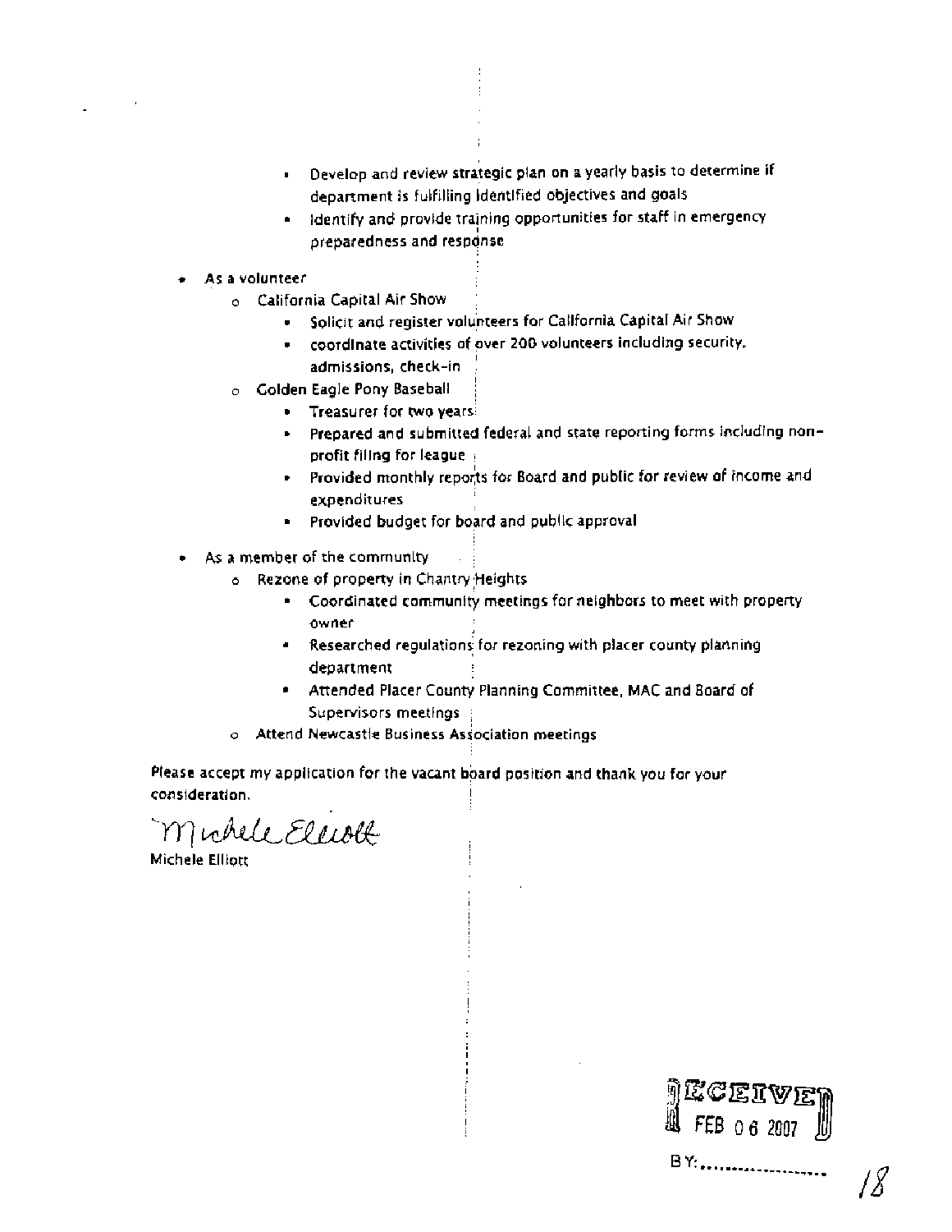- Develop and review strategic plan on a yearly basis to determine if department is fulfilling identified objectives and goals
   - Identify and provide training opportunities for staff in emergency preparedness and response

- As a volunteer
  - California Capital Air Show
    - Solicit and register volunteers for California Capital Air Show
    - coordinate activities of over 200 volunteers including security, admissions, check-in
  - Golden Eagle Pony Baseball
    - Treasurer for two years
    - Prepared and submitted federal and state reporting forms including non-profit filing for league
    - Provided monthly reports for Board and public for review of income and expenditures
    - Provided budget for board and public approval
- As a member of the community
  - Rezone of property in Chantry Heights
    - Coordinated community meetings for neighbors to meet with property owner
    - Researched regulations for rezoning with placer county planning department
    - Attended Placer County Planning Committee, MAC and Board of Supervisors meetings
  - Attend Newcastle Business Association meetings

Please accept my application for the vacant board position and thank you for your consideration.

Michele Elliott

Michele Elliott

RECEIVED
FEB 06 2007
BY:..................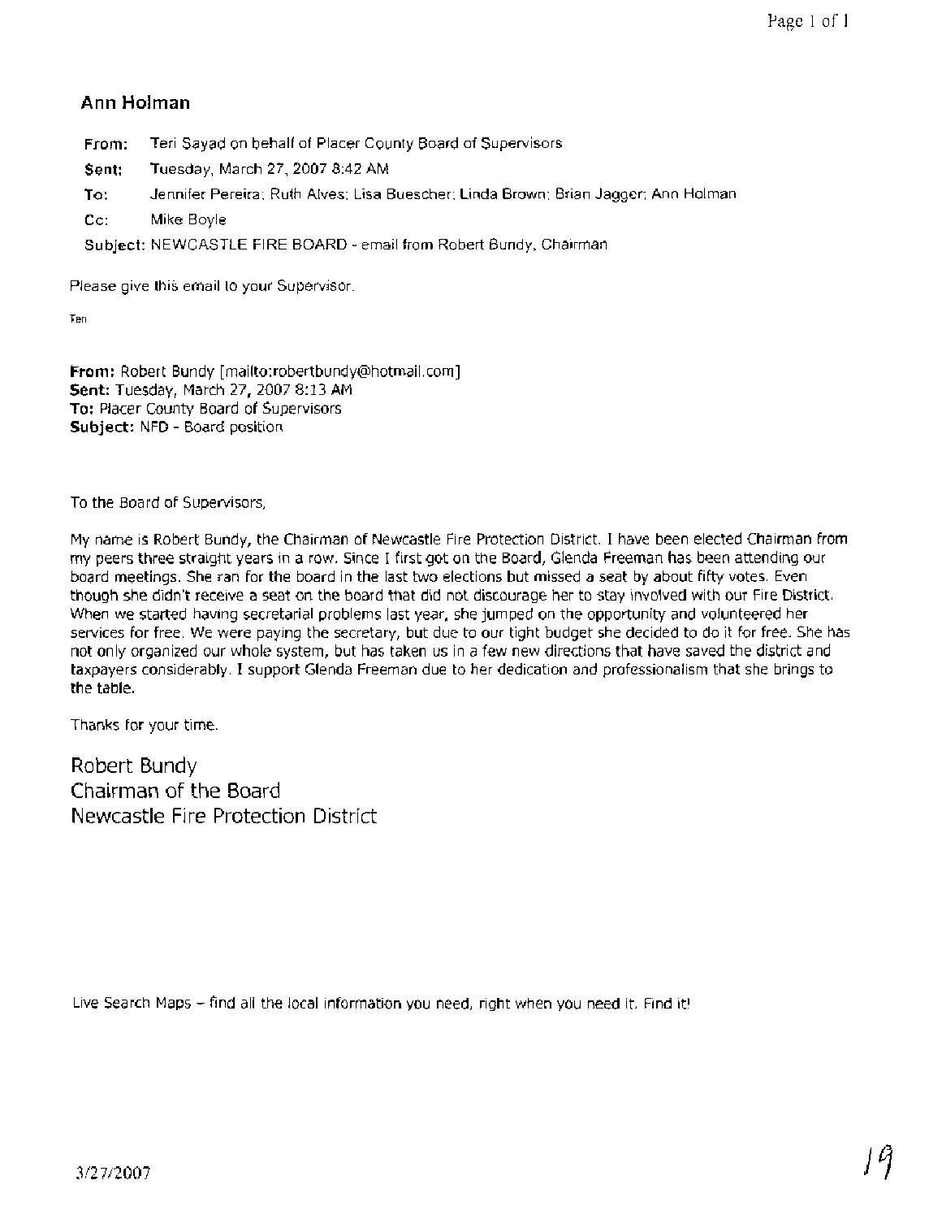**Ann Holman**

**From:** Teri Sayad on behalf of Placer County Board of Supervisors
**Sent:** Tuesday, March 27, 2007 8:42 AM
**To:** Jennifer Pereira; Ruth Alves; Lisa Buescher; Linda Brown; Brian Jagger; Ann Holman
**Cc:** Mike Boyle
**Subject:** NEWCASTLE FIRE BOARD - email from Robert Bundy, Chairman

Please give this email to your Supervisor.

Teri

**From:** Robert Bundy [mailto:robertbundy@hotmail.com]
**Sent:** Tuesday, March 27, 2007 8:13 AM
**To:** Placer County Board of Supervisors
**Subject:** NFD - Board position

To the Board of Supervisors,

My name is Robert Bundy, the Chairman of Newcastle Fire Protection District. I have been elected Chairman from my peers three straight years in a row. Since I first got on the Board, Glenda Freeman has been attending our board meetings. She ran for the board in the last two elections but missed a seat by about fifty votes. Even though she didn't receive a seat on the board that did not discourage her to stay involved with our Fire District. When we started having secretarial problems last year, she jumped on the opportunity and volunteered her services for free. We were paying the secretary, but due to our tight budget she decided to do it for free. She has not only organized our whole system, but has taken us in a few new directions that have saved the district and taxpayers considerably. I support Glenda Freeman due to her dedication and professionalism that she brings to the table.

Thanks for your time.

Robert Bundy
Chairman of the Board
Newcastle Fire Protection District

Live Search Maps – find all the local information you need, right when you need it. Find it!

3/27/2007